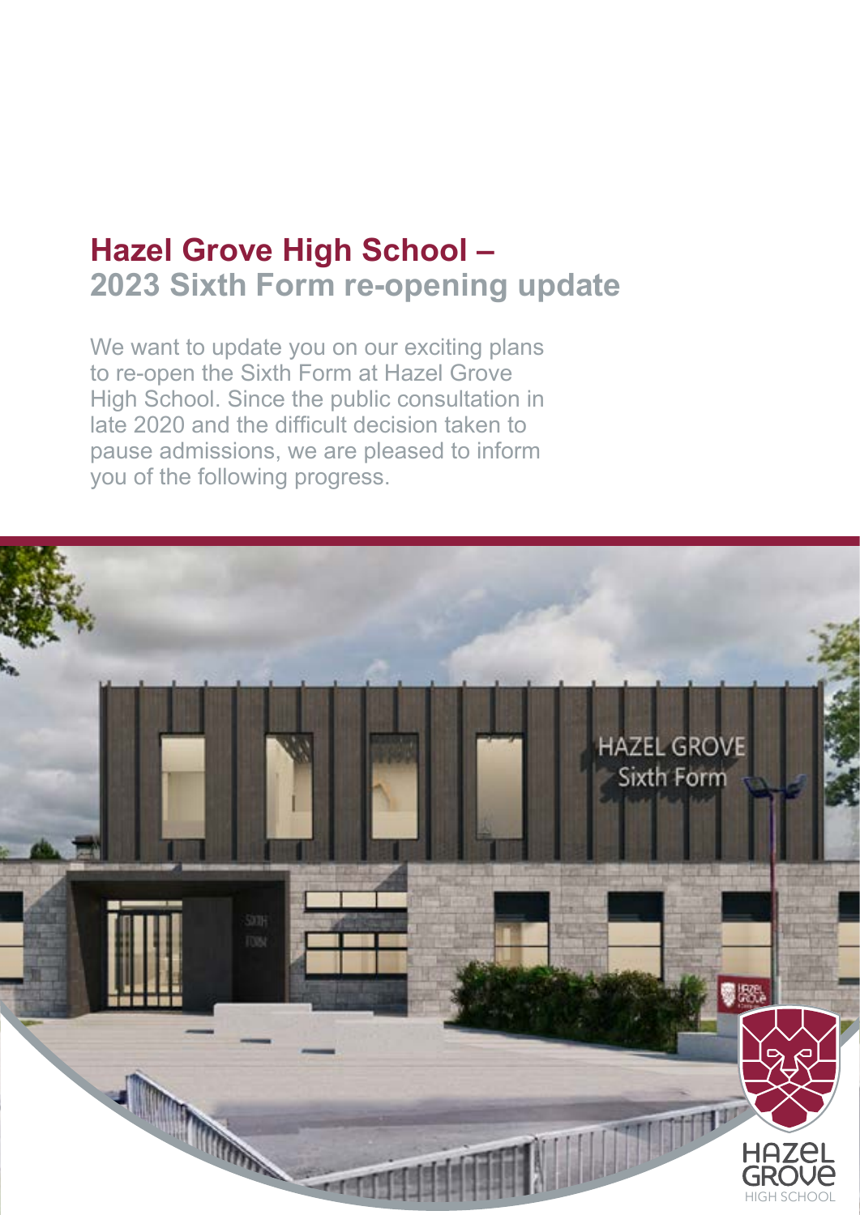# Hazel Grove High School – 2023 Sixth Form re-opening update

We want to update you on our exciting plans to re-open the Sixth Form at Hazel Grove High School. Since the public consultation in late 2020 and the difficult decision taken to pause admissions, we are pleased to inform you of the following progress.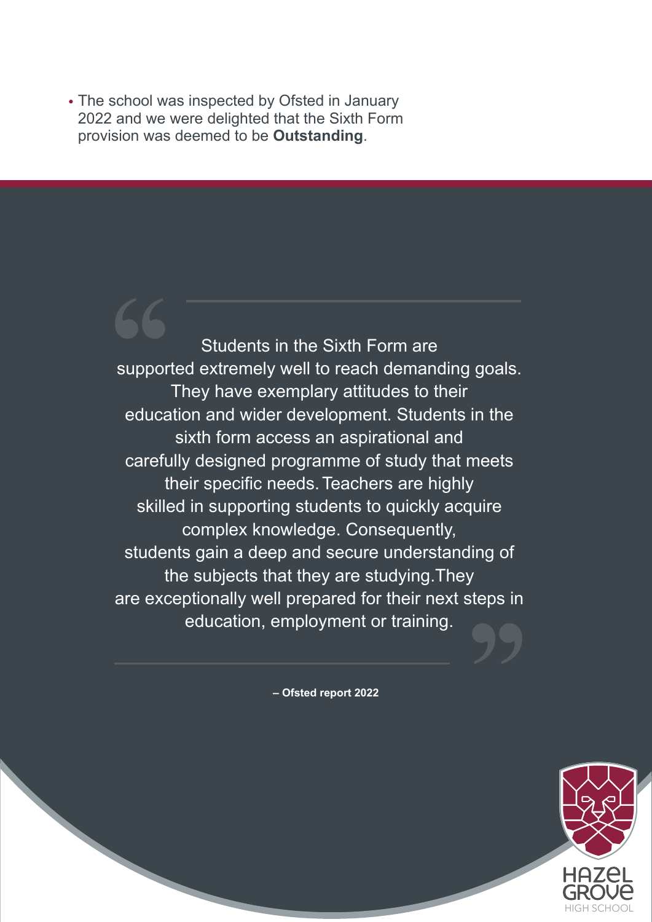- The school was inspected by Ofsted in January 2022 and we were delighted that the Sixth Form provision was deemed to be **Outstanding**.

> Students in the Sixth Form are supported extremely well to reach demanding goals. They have exemplary attitudes to their education and wider development. Students in the sixth form access an aspirational and carefully designed programme of study that meets their specific needs. Teachers are highly skilled in supporting students to quickly acquire complex knowledge. Consequently, students gain a deep and secure understanding of the subjects that they are studying. They are exceptionally well prepared for their next steps in education, employment or training.

**– Ofsted report 2022**

HAZEL GROVE HIGH SCHOOL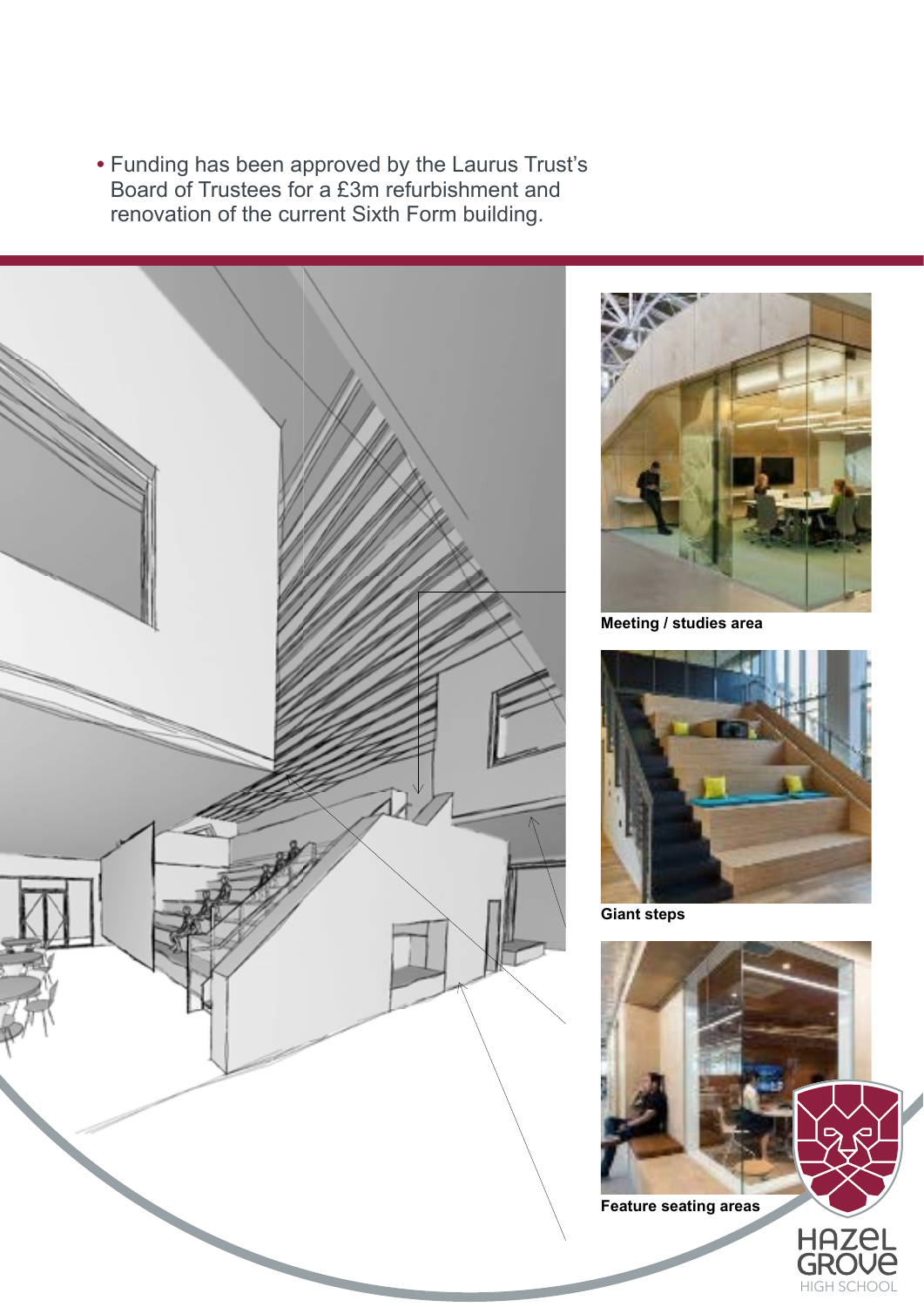- Funding has been approved by the Laurus Trust's Board of Trustees for a £3m refurbishment and renovation of the current Sixth Form building.

**Meeting / studies area**

**Giant steps**

**Feature seating areas**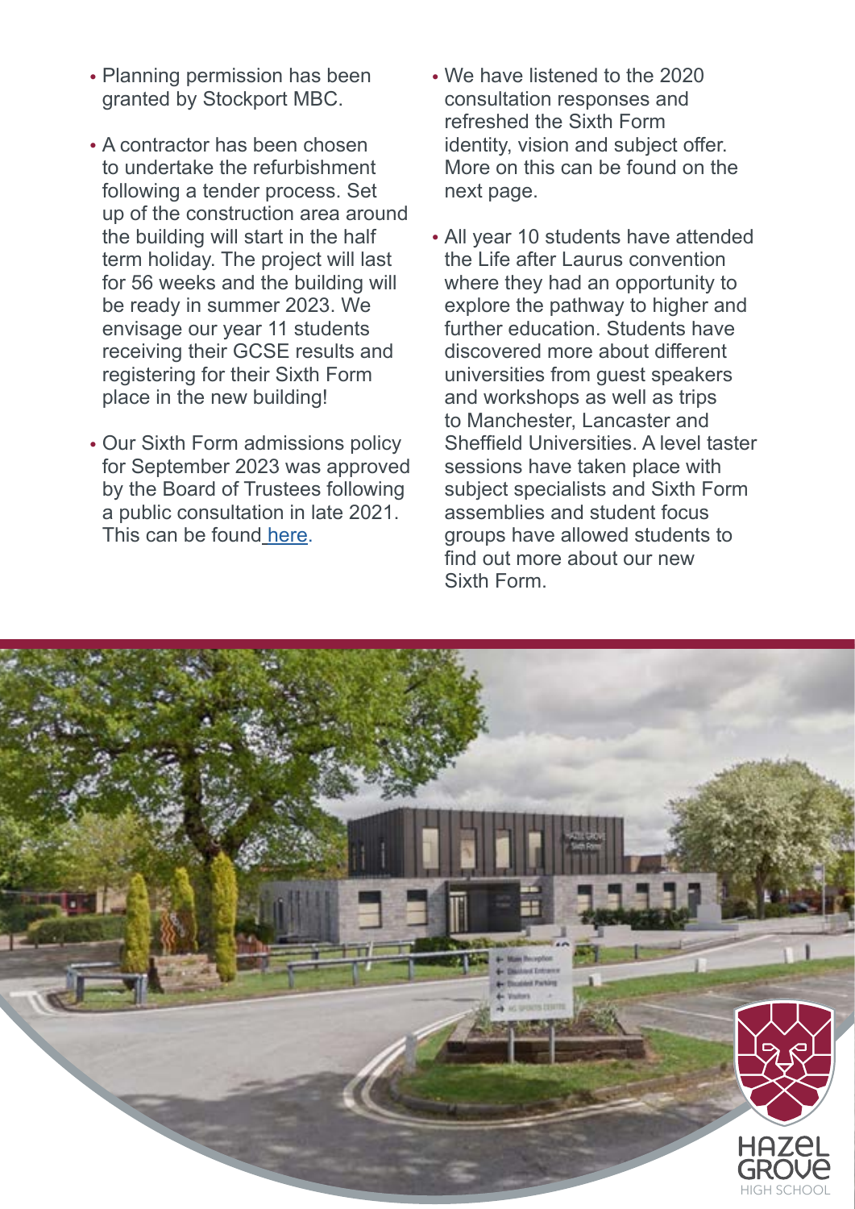- Planning permission has been granted by Stockport MBC.
- A contractor has been chosen to undertake the refurbishment following a tender process. Set up of the construction area around the building will start in the half term holiday. The project will last for 56 weeks and the building will be ready in summer 2023. We envisage our year 11 students receiving their GCSE results and registering for their Sixth Form place in the new building!
- Our Sixth Form admissions policy for September 2023 was approved by the Board of Trustees following a public consultation in late 2021. This can be found [here](#).
- We have listened to the 2020 consultation responses and refreshed the Sixth Form identity, vision and subject offer. More on this can be found on the next page.
- All year 10 students have attended the Life after Laurus convention where they had an opportunity to explore the pathway to higher and further education. Students have discovered more about different universities from guest speakers and workshops as well as trips to Manchester, Lancaster and Sheffield Universities. A level taster sessions have taken place with subject specialists and Sixth Form assemblies and student focus groups have allowed students to find out more about our new Sixth Form.

HAZEL GROVE HIGH SCHOOL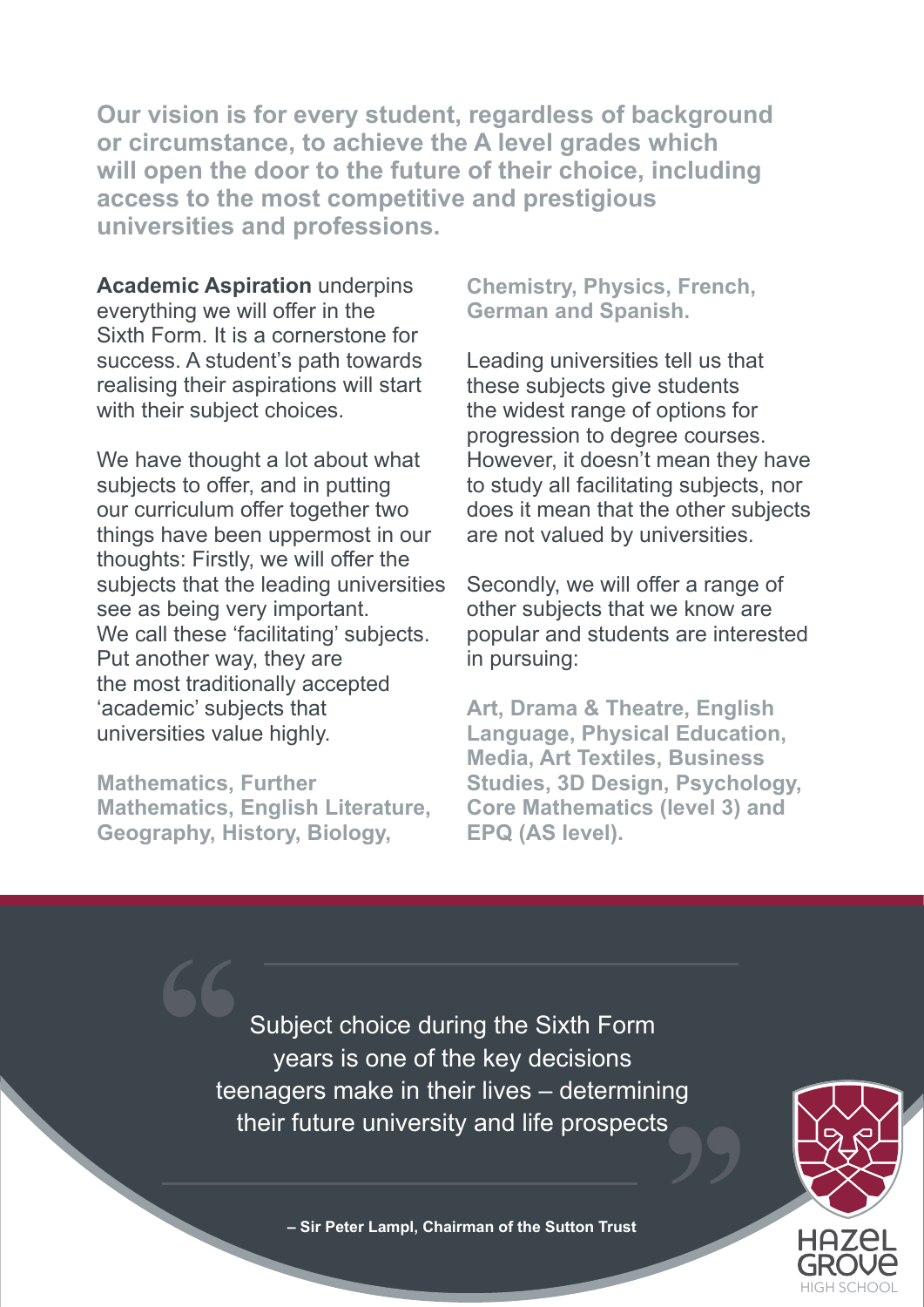**Our vision is for every student, regardless of background or circumstance, to achieve the A level grades which will open the door to the future of their choice, including access to the most competitive and prestigious universities and professions.**

**Academic Aspiration** underpins everything we will offer in the Sixth Form. It is a cornerstone for success. A student's path towards realising their aspirations will start with their subject choices.

We have thought a lot about what subjects to offer, and in putting our curriculum offer together two things have been uppermost in our thoughts: Firstly, we will offer the subjects that the leading universities see as being very important. We call these 'facilitating' subjects. Put another way, they are the most traditionally accepted 'academic' subjects that universities value highly.

**Mathematics, Further Mathematics, English Literature, Geography, History, Biology, Chemistry, Physics, French, German and Spanish.**

Leading universities tell us that these subjects give students the widest range of options for progression to degree courses. However, it doesn't mean they have to study all facilitating subjects, nor does it mean that the other subjects are not valued by universities.

Secondly, we will offer a range of other subjects that we know are popular and students are interested in pursuing:

**Art, Drama & Theatre, English Language, Physical Education, Media, Art Textiles, Business Studies, 3D Design, Psychology, Core Mathematics (level 3) and EPQ (AS level).**

> "Subject choice during the Sixth Form years is one of the key decisions teenagers make in their lives – determining their future university and life prospects"
>
> **– Sir Peter Lampl, Chairman of the Sutton Trust**

HAZEL GROVE HIGH SCHOOL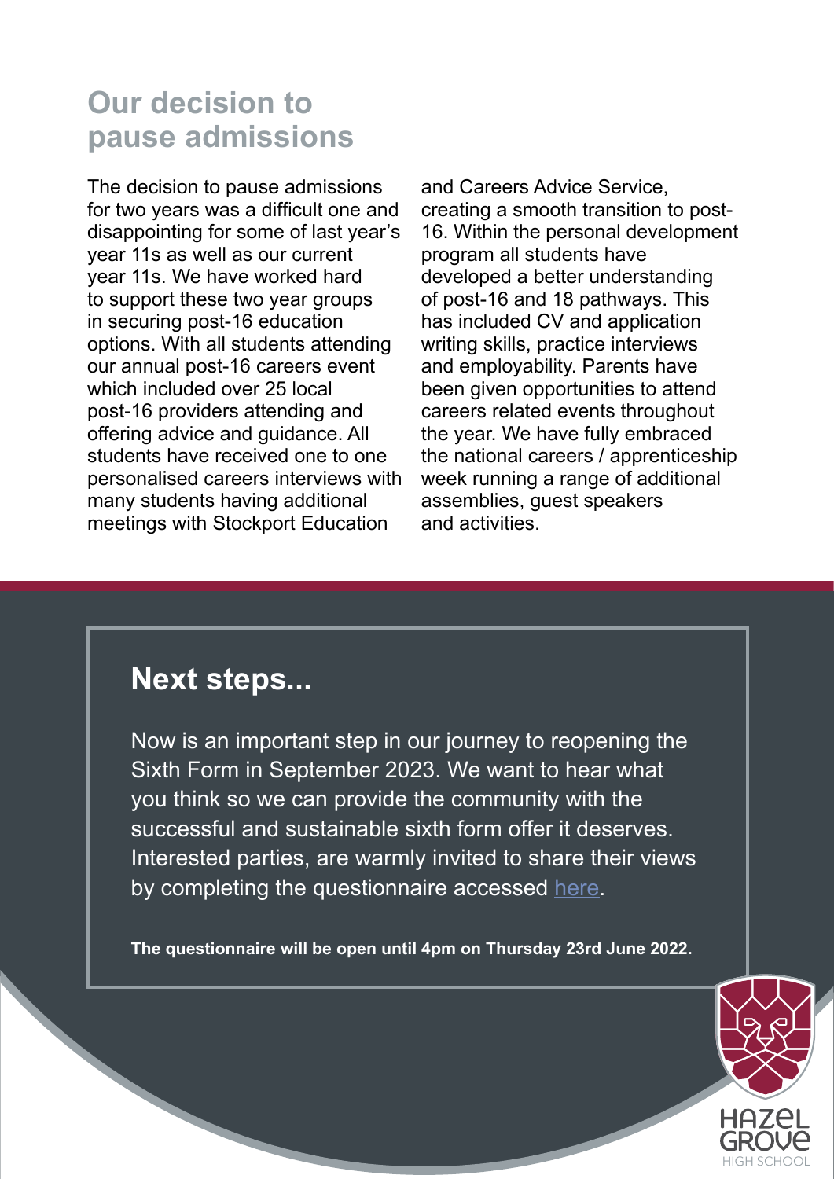## Our decision to pause admissions

The decision to pause admissions for two years was a difficult one and disappointing for some of last year's year 11s as well as our current year 11s. We have worked hard to support these two year groups in securing post-16 education options. With all students attending our annual post-16 careers event which included over 25 local post-16 providers attending and offering advice and guidance. All students have received one to one personalised careers interviews with many students having additional meetings with Stockport Education and Careers Advice Service, creating a smooth transition to post-16. Within the personal development program all students have developed a better understanding of post-16 and 18 pathways. This has included CV and application writing skills, practice interviews and employability. Parents have been given opportunities to attend careers related events throughout the year. We have fully embraced the national careers / apprenticeship week running a range of additional assemblies, guest speakers and activities.

## Next steps...

Now is an important step in our journey to reopening the Sixth Form in September 2023. We want to hear what you think so we can provide the community with the successful and sustainable sixth form offer it deserves. Interested parties, are warmly invited to share their views by completing the questionnaire accessed here.

**The questionnaire will be open until 4pm on Thursday 23rd June 2022.**

HAZEL GROVE HIGH SCHOOL